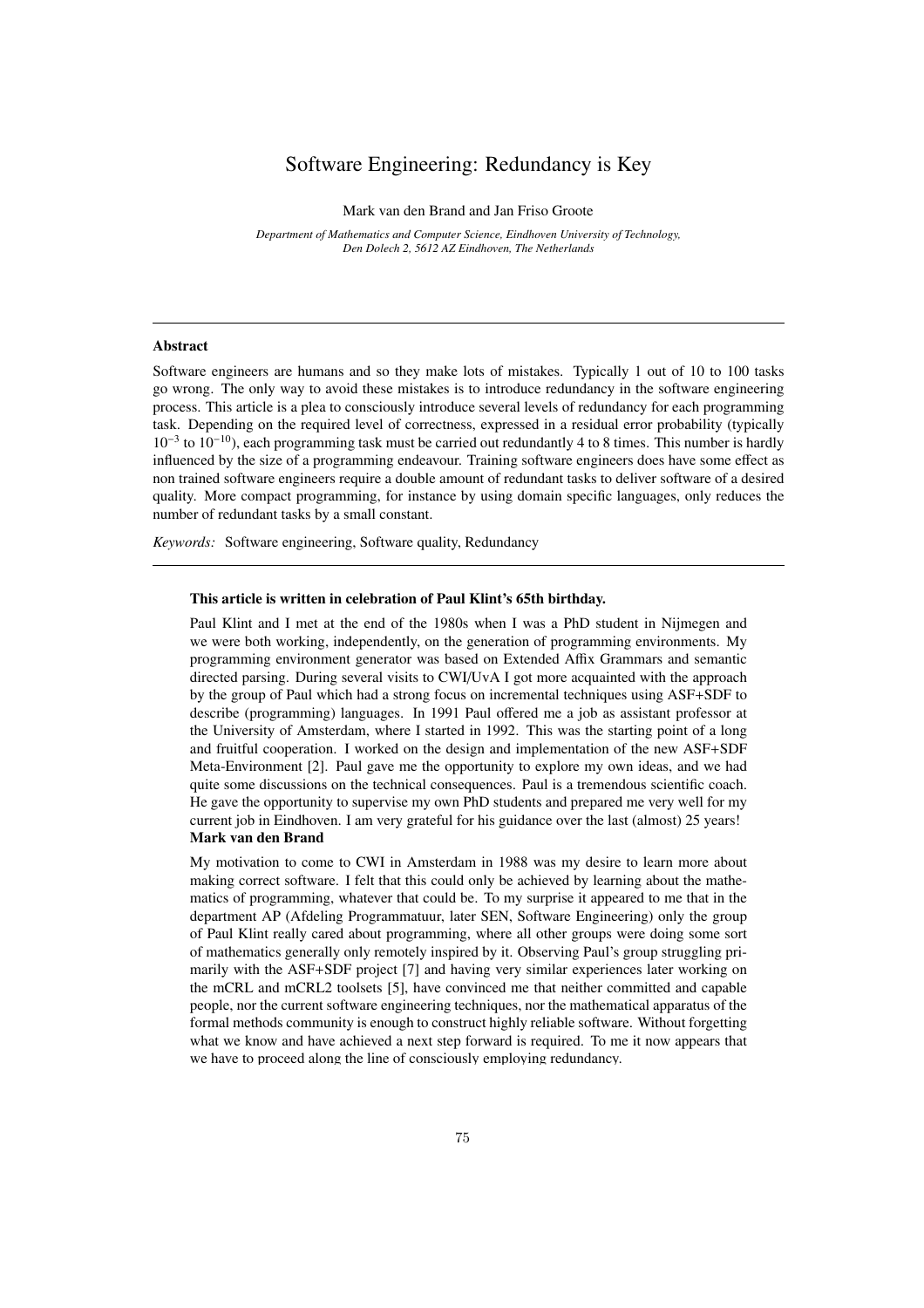# Software Engineering: Redundancy is Key

Mark van den Brand and Jan Friso Groote

*Department of Mathematics and Computer Science, Eindhoven University of Technology, Den Dolech 2, 5612 AZ Eindhoven, The Netherlands*

---

### Abstract

Software engineers are humans and so they make lots of mistakes. Typically 1 out of 10 to 100 tasks go wrong. The only way to avoid these mistakes is to introduce redundancy in the software engineering process. This article is a plea to consciously introduce several levels of redundancy for each programming task. Depending on the required level of correctness, expressed in a residual error probability (typically $10^{-3}$ to $10^{-10}$), each programming task must be carried out redundantly 4 to 8 times. This number is hardly influenced by the size of a programming endeavour. Training software engineers does have some effect as non trained software engineers require a double amount of redundant tasks to deliver software of a desired quality. More compact programming, for instance by using domain specific languages, only reduces the number of redundant tasks by a small constant.

*Keywords:* Software engineering, Software quality, Redundancy

---

**This article is written in celebration of Paul Klint's 65th birthday.**

Paul Klint and I met at the end of the 1980s when I was a PhD student in Nijmegen and we were both working, independently, on the generation of programming environments. My programming environment generator was based on Extended Affix Grammars and semantic directed parsing. During several visits to CWI/UvA I got more acquainted with the approach by the group of Paul which had a strong focus on incremental techniques using ASF+SDF to describe (programming) languages. In 1991 Paul offered me a job as assistant professor at the University of Amsterdam, where I started in 1992. This was the starting point of a long and fruitful cooperation. I worked on the design and implementation of the new ASF+SDF Meta-Environment [2]. Paul gave me the opportunity to explore my own ideas, and we had quite some discussions on the technical consequences. Paul is a tremendous scientific coach. He gave the opportunity to supervise my own PhD students and prepared me very well for my current job in Eindhoven. I am very grateful for his guidance over the last (almost) 25 years!
**Mark van den Brand**

My motivation to come to CWI in Amsterdam in 1988 was my desire to learn more about making correct software. I felt that this could only be achieved by learning about the mathematics of programming, whatever that could be. To my surprise it appeared to me that in the department AP (Afdeling Programmatuur, later SEN, Software Engineering) only the group of Paul Klint really cared about programming, where all other groups were doing some sort of mathematics generally only remotely inspired by it. Observing Paul's group struggling primarily with the ASF+SDF project [7] and having very similar experiences later working on the mCRL and mCRL2 toolsets [5], have convinced me that neither committed and capable people, nor the current software engineering techniques, nor the mathematical apparatus of the formal methods community is enough to construct highly reliable software. Without forgetting what we know and have achieved a next step forward is required. To me it now appears that we have to proceed along the line of consciously employing redundancy.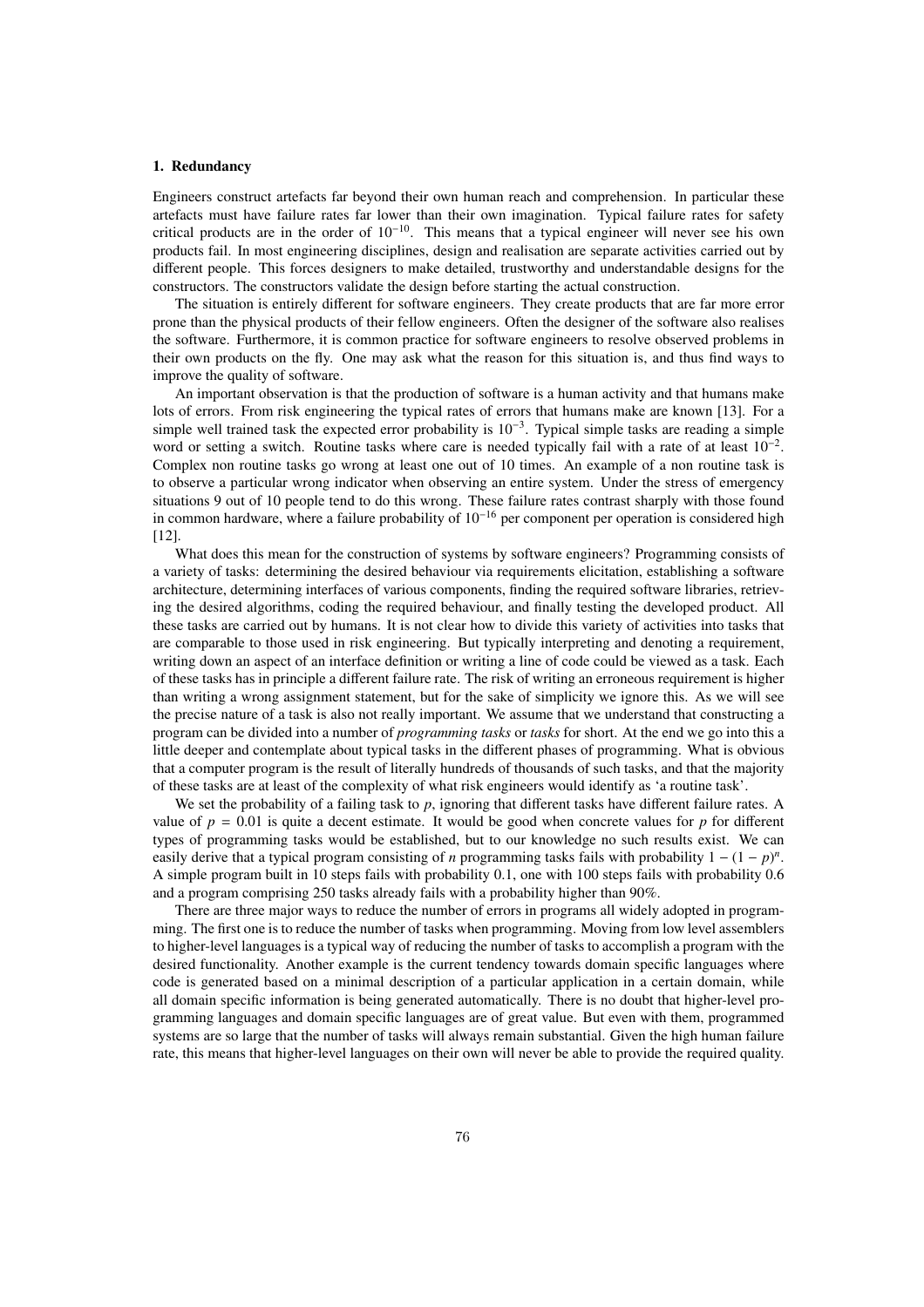## 1. Redundancy

Engineers construct artefacts far beyond their own human reach and comprehension. In particular these artefacts must have failure rates far lower than their own imagination. Typical failure rates for safety critical products are in the order of $10^{-10}$. This means that a typical engineer will never see his own products fail. In most engineering disciplines, design and realisation are separate activities carried out by different people. This forces designers to make detailed, trustworthy and understandable designs for the constructors. The constructors validate the design before starting the actual construction.

The situation is entirely different for software engineers. They create products that are far more error prone than the physical products of their fellow engineers. Often the designer of the software also realises the software. Furthermore, it is common practice for software engineers to resolve observed problems in their own products on the fly. One may ask what the reason for this situation is, and thus find ways to improve the quality of software.

An important observation is that the production of software is a human activity and that humans make lots of errors. From risk engineering the typical rates of errors that humans make are known [13]. For a simple well trained task the expected error probability is $10^{-3}$. Typical simple tasks are reading a simple word or setting a switch. Routine tasks where care is needed typically fail with a rate of at least $10^{-2}$. Complex non routine tasks go wrong at least one out of 10 times. An example of a non routine task is to observe a particular wrong indicator when observing an entire system. Under the stress of emergency situations 9 out of 10 people tend to do this wrong. These failure rates contrast sharply with those found in common hardware, where a failure probability of $10^{-16}$ per component per operation is considered high [12].

What does this mean for the construction of systems by software engineers? Programming consists of a variety of tasks: determining the desired behaviour via requirements elicitation, establishing a software architecture, determining interfaces of various components, finding the required software libraries, retrieving the desired algorithms, coding the required behaviour, and finally testing the developed product. All these tasks are carried out by humans. It is not clear how to divide this variety of activities into tasks that are comparable to those used in risk engineering. But typically interpreting and denoting a requirement, writing down an aspect of an interface definition or writing a line of code could be viewed as a task. Each of these tasks has in principle a different failure rate. The risk of writing an erroneous requirement is higher than writing a wrong assignment statement, but for the sake of simplicity we ignore this. As we will see the precise nature of a task is also not really important. We assume that we understand that constructing a program can be divided into a number of *programming tasks* or *tasks* for short. At the end we go into this a little deeper and contemplate about typical tasks in the different phases of programming. What is obvious that a computer program is the result of literally hundreds of thousands of such tasks, and that the majority of these tasks are at least of the complexity of what risk engineers would identify as 'a routine task'.

We set the probability of a failing task to $p$, ignoring that different tasks have different failure rates. A value of $p = 0.01$ is quite a decent estimate. It would be good when concrete values for $p$ for different types of programming tasks would be established, but to our knowledge no such results exist. We can easily derive that a typical program consisting of $n$ programming tasks fails with probability $1 - (1 - p)^n$. A simple program built in 10 steps fails with probability 0.1, one with 100 steps fails with probability 0.6 and a program comprising 250 tasks already fails with a probability higher than 90%.

There are three major ways to reduce the number of errors in programs all widely adopted in programming. The first one is to reduce the number of tasks when programming. Moving from low level assemblers to higher-level languages is a typical way of reducing the number of tasks to accomplish a program with the desired functionality. Another example is the current tendency towards domain specific languages where code is generated based on a minimal description of a particular application in a certain domain, while all domain specific information is being generated automatically. There is no doubt that higher-level programming languages and domain specific languages are of great value. But even with them, programmed systems are so large that the number of tasks will always remain substantial. Given the high human failure rate, this means that higher-level languages on their own will never be able to provide the required quality.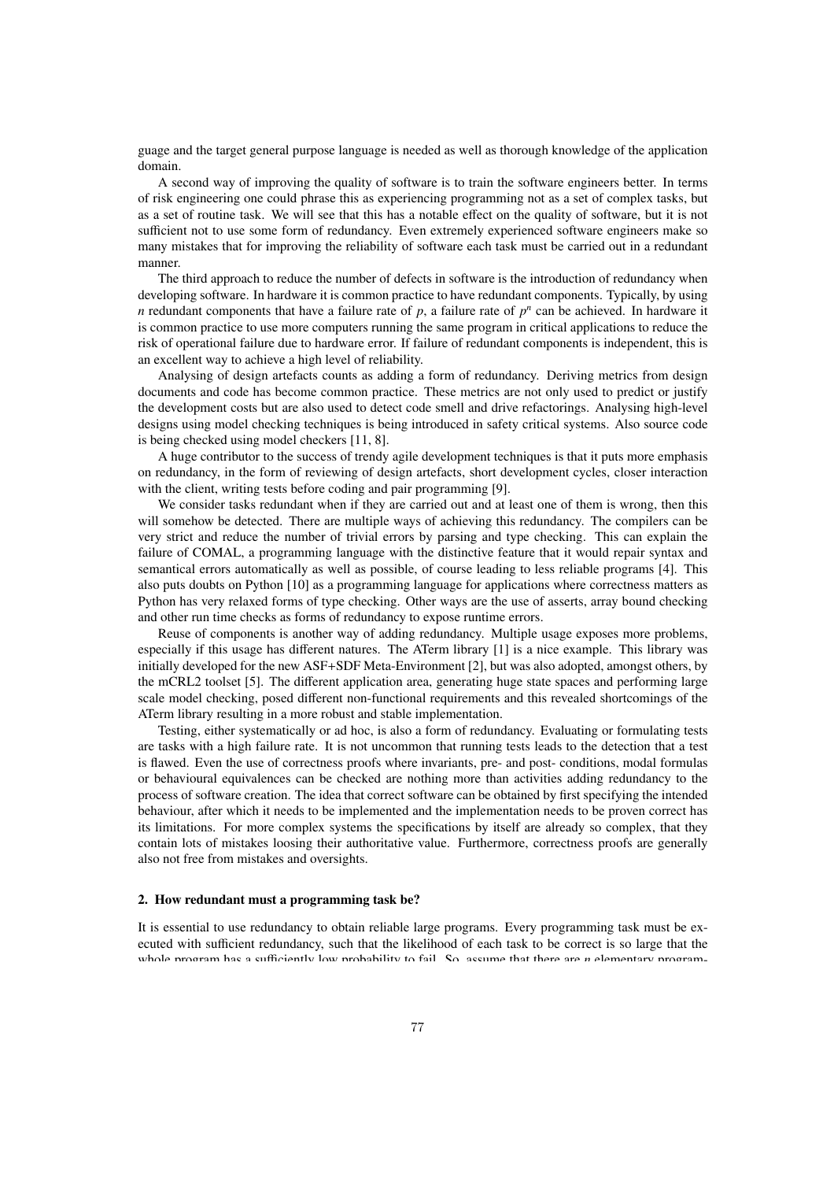guage and the target general purpose language is needed as well as thorough knowledge of the application domain.

A second way of improving the quality of software is to train the software engineers better. In terms of risk engineering one could phrase this as experiencing programming not as a set of complex tasks, but as a set of routine task. We will see that this has a notable effect on the quality of software, but it is not sufficient not to use some form of redundancy. Even extremely experienced software engineers make so many mistakes that for improving the reliability of software each task must be carried out in a redundant manner.

The third approach to reduce the number of defects in software is the introduction of redundancy when developing software. In hardware it is common practice to have redundant components. Typically, by using $n$ redundant components that have a failure rate of $p$, a failure rate of $p^n$ can be achieved. In hardware it is common practice to use more computers running the same program in critical applications to reduce the risk of operational failure due to hardware error. If failure of redundant components is independent, this is an excellent way to achieve a high level of reliability.

Analysing of design artefacts counts as adding a form of redundancy. Deriving metrics from design documents and code has become common practice. These metrics are not only used to predict or justify the development costs but are also used to detect code smell and drive refactorings. Analysing high-level designs using model checking techniques is being introduced in safety critical systems. Also source code is being checked using model checkers [11, 8].

A huge contributor to the success of trendy agile development techniques is that it puts more emphasis on redundancy, in the form of reviewing of design artefacts, short development cycles, closer interaction with the client, writing tests before coding and pair programming [9].

We consider tasks redundant when if they are carried out and at least one of them is wrong, then this will somehow be detected. There are multiple ways of achieving this redundancy. The compilers can be very strict and reduce the number of trivial errors by parsing and type checking. This can explain the failure of COMAL, a programming language with the distinctive feature that it would repair syntax and semantical errors automatically as well as possible, of course leading to less reliable programs [4]. This also puts doubts on Python [10] as a programming language for applications where correctness matters as Python has very relaxed forms of type checking. Other ways are the use of asserts, array bound checking and other run time checks as forms of redundancy to expose runtime errors.

Reuse of components is another way of adding redundancy. Multiple usage exposes more problems, especially if this usage has different natures. The ATerm library [1] is a nice example. This library was initially developed for the new ASF+SDF Meta-Environment [2], but was also adopted, amongst others, by the mCRL2 toolset [5]. The different application area, generating huge state spaces and performing large scale model checking, posed different non-functional requirements and this revealed shortcomings of the ATerm library resulting in a more robust and stable implementation.

Testing, either systematically or ad hoc, is also a form of redundancy. Evaluating or formulating tests are tasks with a high failure rate. It is not uncommon that running tests leads to the detection that a test is flawed. Even the use of correctness proofs where invariants, pre- and post- conditions, modal formulas or behavioural equivalences can be checked are nothing more than activities adding redundancy to the process of software creation. The idea that correct software can be obtained by first specifying the intended behaviour, after which it needs to be implemented and the implementation needs to be proven correct has its limitations. For more complex systems the specifications by itself are already so complex, that they contain lots of mistakes loosing their authoritative value. Furthermore, correctness proofs are generally also not free from mistakes and oversights.

### 2. How redundant must a programming task be?

It is essential to use redundancy to obtain reliable large programs. Every programming task must be executed with sufficient redundancy, such that the likelihood of each task to be correct is so large that the whole program has a sufficiently low probability to fail. So, assume that there are $n$ elementary program-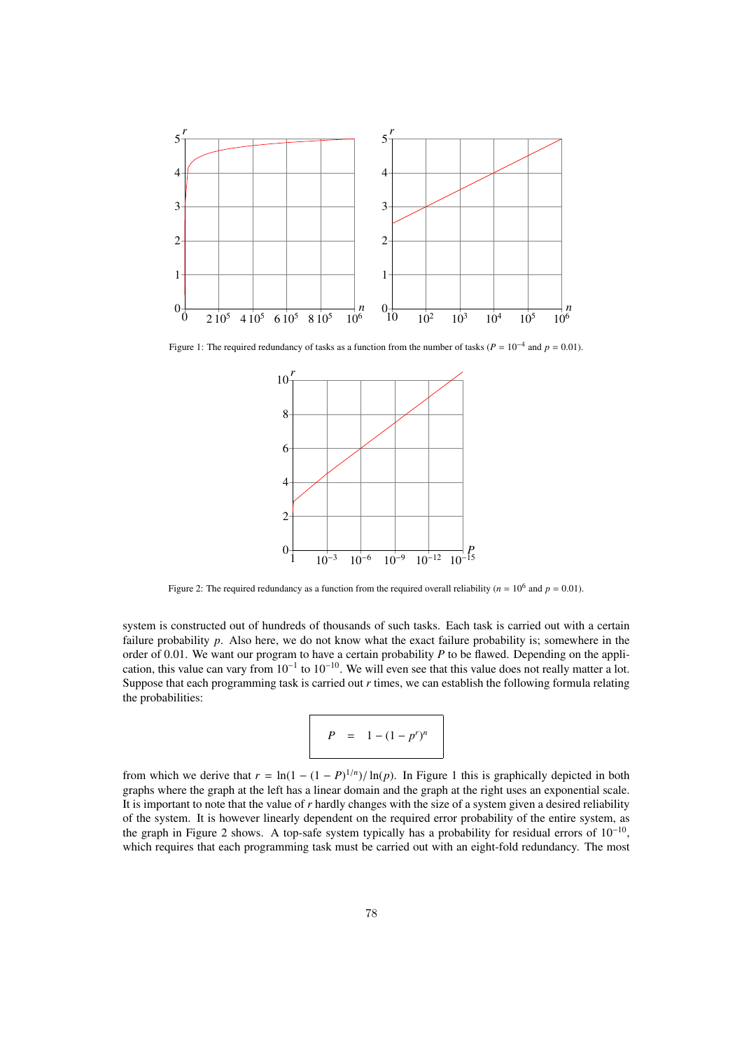Figure 1: The required redundancy of tasks as a function from the number of tasks ($P = 10^{-4}$ and $p = 0.01$).

Figure 2: The required redundancy as a function from the required overall reliability ($n = 10^6$ and $p = 0.01$).

system is constructed out of hundreds of thousands of such tasks. Each task is carried out with a certain failure probability $p$. Also here, we do not know what the exact failure probability is; somewhere in the order of 0.01. We want our program to have a certain probability $P$ to be flawed. Depending on the application, this value can vary from $10^{-1}$ to $10^{-10}$. We will even see that this value does not really matter a lot. Suppose that each programming task is carried out $r$ times, we can establish the following formula relating the probabilities:

$$P = 1 - (1 - p^r)^n$$

from which we derive that $r = \ln(1 - (1 - P)^{1/n}) / \ln(p)$. In Figure 1 this is graphically depicted in both graphs where the graph at the left has a linear domain and the graph at the right uses an exponential scale. It is important to note that the value of $r$ hardly changes with the size of a system given a desired reliability of the system. It is however linearly dependent on the required error probability of the entire system, as the graph in Figure 2 shows. A top-safe system typically has a probability for residual errors of $10^{-10}$, which requires that each programming task must be carried out with an eight-fold redundancy. The most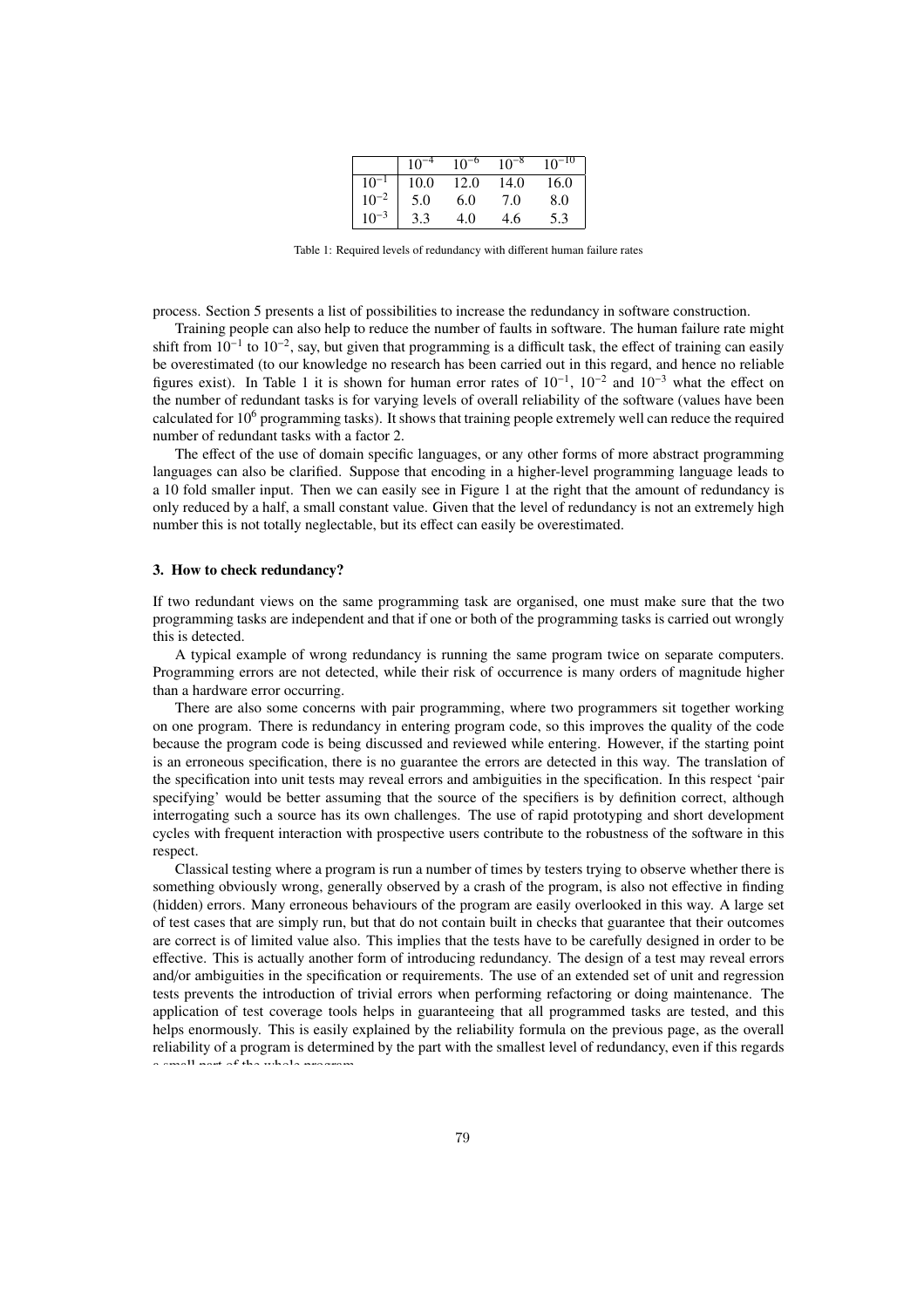| | $10^{-4}$ | $10^{-6}$ | $10^{-8}$ | $10^{-10}$ |
|---|---|---|---|---|
| $10^{-1}$ | 10.0 | 12.0 | 14.0 | 16.0 |
| $10^{-2}$ | 5.0 | 6.0 | 7.0 | 8.0 |
| $10^{-3}$ | 3.3 | 4.0 | 4.6 | 5.3 |

Table 1: Required levels of redundancy with different human failure rates

process. Section 5 presents a list of possibilities to increase the redundancy in software construction.

Training people can also help to reduce the number of faults in software. The human failure rate might shift from $10^{-1}$ to $10^{-2}$, say, but given that programming is a difficult task, the effect of training can easily be overestimated (to our knowledge no research has been carried out in this regard, and hence no reliable figures exist). In Table 1 it is shown for human error rates of $10^{-1}$, $10^{-2}$ and $10^{-3}$ what the effect on the number of redundant tasks is for varying levels of overall reliability of the software (values have been calculated for $10^{6}$ programming tasks). It shows that training people extremely well can reduce the required number of redundant tasks with a factor 2.

The effect of the use of domain specific languages, or any other forms of more abstract programming languages can also be clarified. Suppose that encoding in a higher-level programming language leads to a 10 fold smaller input. Then we can easily see in Figure 1 at the right that the amount of redundancy is only reduced by a half, a small constant value. Given that the level of redundancy is not an extremely high number this is not totally neglectable, but its effect can easily be overestimated.

### 3. How to check redundancy?

If two redundant views on the same programming task are organised, one must make sure that the two programming tasks are independent and that if one or both of the programming tasks is carried out wrongly this is detected.

A typical example of wrong redundancy is running the same program twice on separate computers. Programming errors are not detected, while their risk of occurrence is many orders of magnitude higher than a hardware error occurring.

There are also some concerns with pair programming, where two programmers sit together working on one program. There is redundancy in entering program code, so this improves the quality of the code because the program code is being discussed and reviewed while entering. However, if the starting point is an erroneous specification, there is no guarantee the errors are detected in this way. The translation of the specification into unit tests may reveal errors and ambiguities in the specification. In this respect 'pair specifying' would be better assuming that the source of the specifiers is by definition correct, although interrogating such a source has its own challenges. The use of rapid prototyping and short development cycles with frequent interaction with prospective users contribute to the robustness of the software in this respect.

Classical testing where a program is run a number of times by testers trying to observe whether there is something obviously wrong, generally observed by a crash of the program, is also not effective in finding (hidden) errors. Many erroneous behaviours of the program are easily overlooked in this way. A large set of test cases that are simply run, but that do not contain built in checks that guarantee that their outcomes are correct is of limited value also. This implies that the tests have to be carefully designed in order to be effective. This is actually another form of introducing redundancy. The design of a test may reveal errors and/or ambiguities in the specification or requirements. The use of an extended set of unit and regression tests prevents the introduction of trivial errors when performing refactoring or doing maintenance. The application of test coverage tools helps in guaranteeing that all programmed tasks are tested, and this helps enormously. This is easily explained by the reliability formula on the previous page, as the overall reliability of a program is determined by the part with the smallest level of redundancy, even if this regards a small part of the whole program.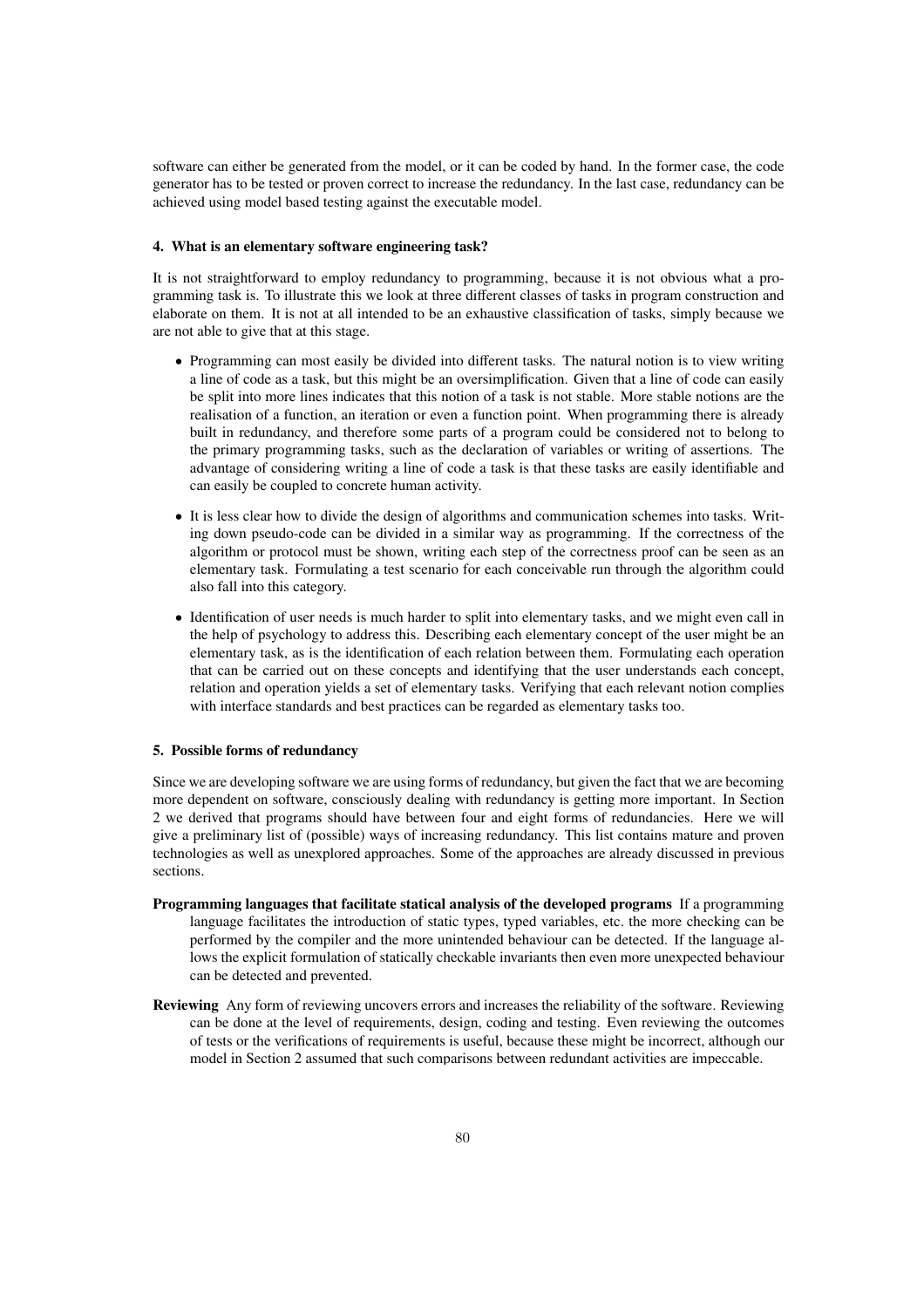software can either be generated from the model, or it can be coded by hand. In the former case, the code generator has to be tested or proven correct to increase the redundancy. In the last case, redundancy can be achieved using model based testing against the executable model.

#### 4. What is an elementary software engineering task?

It is not straightforward to employ redundancy to programming, because it is not obvious what a programming task is. To illustrate this we look at three different classes of tasks in program construction and elaborate on them. It is not at all intended to be an exhaustive classification of tasks, simply because we are not able to give that at this stage.

- Programming can most easily be divided into different tasks. The natural notion is to view writing a line of code as a task, but this might be an oversimplification. Given that a line of code can easily be split into more lines indicates that this notion of a task is not stable. More stable notions are the realisation of a function, an iteration or even a function point. When programming there is already built in redundancy, and therefore some parts of a program could be considered not to belong to the primary programming tasks, such as the declaration of variables or writing of assertions. The advantage of considering writing a line of code a task is that these tasks are easily identifiable and can easily be coupled to concrete human activity.

- It is less clear how to divide the design of algorithms and communication schemes into tasks. Writing down pseudo-code can be divided in a similar way as programming. If the correctness of the algorithm or protocol must be shown, writing each step of the correctness proof can be seen as an elementary task. Formulating a test scenario for each conceivable run through the algorithm could also fall into this category.

- Identification of user needs is much harder to split into elementary tasks, and we might even call in the help of psychology to address this. Describing each elementary concept of the user might be an elementary task, as is the identification of each relation between them. Formulating each operation that can be carried out on these concepts and identifying that the user understands each concept, relation and operation yields a set of elementary tasks. Verifying that each relevant notion complies with interface standards and best practices can be regarded as elementary tasks too.

#### 5. Possible forms of redundancy

Since we are developing software we are using forms of redundancy, but given the fact that we are becoming more dependent on software, consciously dealing with redundancy is getting more important. In Section 2 we derived that programs should have between four and eight forms of redundancies. Here we will give a preliminary list of (possible) ways of increasing redundancy. This list contains mature and proven technologies as well as unexplored approaches. Some of the approaches are already discussed in previous sections.

**Programming languages that facilitate statical analysis of the developed programs** If a programming language facilitates the introduction of static types, typed variables, etc. the more checking can be performed by the compiler and the more unintended behaviour can be detected. If the language allows the explicit formulation of statically checkable invariants then even more unexpected behaviour can be detected and prevented.

**Reviewing** Any form of reviewing uncovers errors and increases the reliability of the software. Reviewing can be done at the level of requirements, design, coding and testing. Even reviewing the outcomes of tests or the verifications of requirements is useful, because these might be incorrect, although our model in Section 2 assumed that such comparisons between redundant activities are impeccable.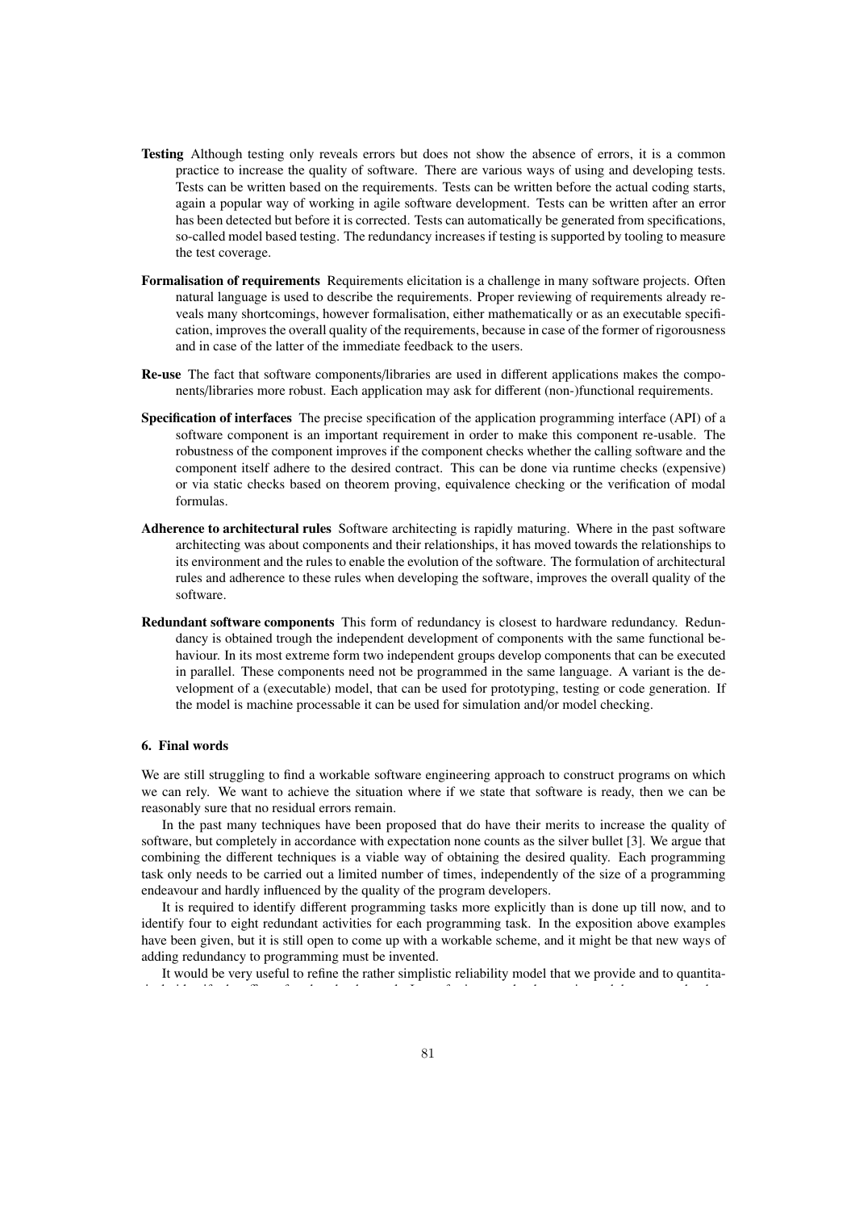**Testing** Although testing only reveals errors but does not show the absence of errors, it is a common practice to increase the quality of software. There are various ways of using and developing tests. Tests can be written based on the requirements. Tests can be written before the actual coding starts, again a popular way of working in agile software development. Tests can be written after an error has been detected but before it is corrected. Tests can automatically be generated from specifications, so-called model based testing. The redundancy increases if testing is supported by tooling to measure the test coverage.

**Formalisation of requirements** Requirements elicitation is a challenge in many software projects. Often natural language is used to describe the requirements. Proper reviewing of requirements already reveals many shortcomings, however formalisation, either mathematically or as an executable specification, improves the overall quality of the requirements, because in case of the former of rigorousness and in case of the latter of the immediate feedback to the users.

**Re-use** The fact that software components/libraries are used in different applications makes the components/libraries more robust. Each application may ask for different (non-)functional requirements.

**Specification of interfaces** The precise specification of the application programming interface (API) of a software component is an important requirement in order to make this component re-usable. The robustness of the component improves if the component checks whether the calling software and the component itself adhere to the desired contract. This can be done via runtime checks (expensive) or via static checks based on theorem proving, equivalence checking or the verification of modal formulas.

**Adherence to architectural rules** Software architecting is rapidly maturing. Where in the past software architecting was about components and their relationships, it has moved towards the relationships to its environment and the rules to enable the evolution of the software. The formulation of architectural rules and adherence to these rules when developing the software, improves the overall quality of the software.

**Redundant software components** This form of redundancy is closest to hardware redundancy. Redundancy is obtained trough the independent development of components with the same functional behaviour. In its most extreme form two independent groups develop components that can be executed in parallel. These components need not be programmed in the same language. A variant is the development of a (executable) model, that can be used for prototyping, testing or code generation. If the model is machine processable it can be used for simulation and/or model checking.

#### 6. Final words

We are still struggling to find a workable software engineering approach to construct programs on which we can rely. We want to achieve the situation where if we state that software is ready, then we can be reasonably sure that no residual errors remain.

In the past many techniques have been proposed that do have their merits to increase the quality of software, but completely in accordance with expectation none counts as the silver bullet [3]. We argue that combining the different techniques is a viable way of obtaining the desired quality. Each programming task only needs to be carried out a limited number of times, independently of the size of a programming endeavour and hardly influenced by the quality of the program developers.

It is required to identify different programming tasks more explicitly than is done up till now, and to identify four to eight redundant activities for each programming task. In the exposition above examples have been given, but it is still open to come up with a workable scheme, and it might be that new ways of adding redundancy to programming must be invented.

It would be very useful to refine the rather simplistic reliability model that we provide and to quantita-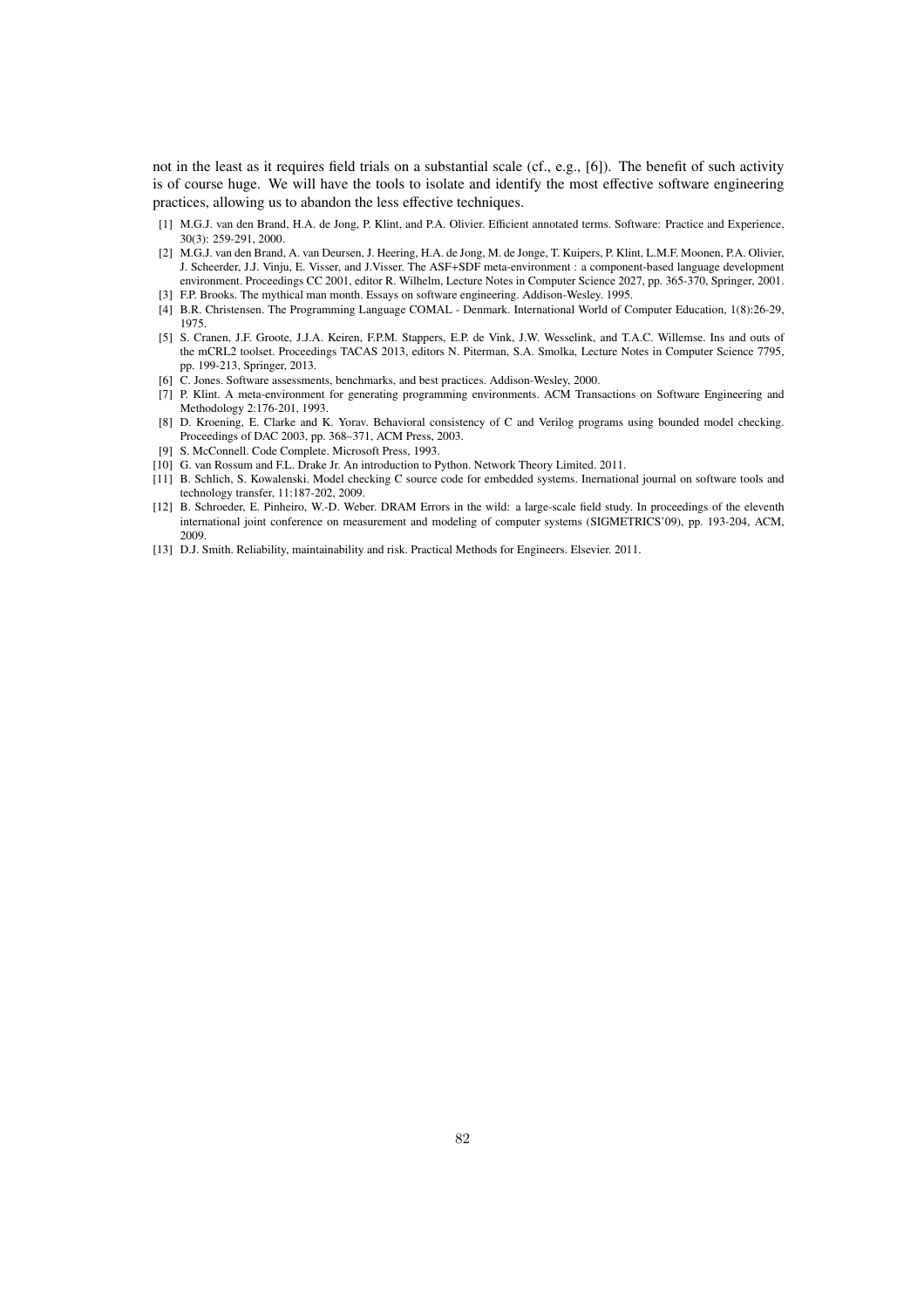not in the least as it requires field trials on a substantial scale (cf., e.g., [6]). The benefit of such activity is of course huge. We will have the tools to isolate and identify the most effective software engineering practices, allowing us to abandon the less effective techniques.

- [1] M.G.J. van den Brand, H.A. de Jong, P. Klint, and P.A. Olivier. Efficient annotated terms. Software: Practice and Experience, 30(3): 259-291, 2000.
- [2] M.G.J. van den Brand, A. van Deursen, J. Heering, H.A. de Jong, M. de Jonge, T. Kuipers, P. Klint, L.M.F. Moonen, P.A. Olivier, J. Scheerder, J.J. Vinju, E. Visser, and J.Visser. The ASF+SDF meta-environment : a component-based language development environment. Proceedings CC 2001, editor R. Wilhelm, Lecture Notes in Computer Science 2027, pp. 365-370, Springer, 2001.
- [3] F.P. Brooks. The mythical man month. Essays on software engineering. Addison-Wesley. 1995.
- [4] B.R. Christensen. The Programming Language COMAL - Denmark. International World of Computer Education, 1(8):26-29, 1975.
- [5] S. Cranen, J.F. Groote, J.J.A. Keiren, F.P.M. Stappers, E.P. de Vink, J.W. Wesselink, and T.A.C. Willemse. Ins and outs of the mCRL2 toolset. Proceedings TACAS 2013, editors N. Piterman, S.A. Smolka, Lecture Notes in Computer Science 7795, pp. 199-213, Springer, 2013.
- [6] C. Jones. Software assessments, benchmarks, and best practices. Addison-Wesley, 2000.
- [7] P. Klint. A meta-environment for generating programming environments. ACM Transactions on Software Engineering and Methodology 2:176-201, 1993.
- [8] D. Kroening, E. Clarke and K. Yorav. Behavioral consistency of C and Verilog programs using bounded model checking. Proceedings of DAC 2003, pp. 368–371, ACM Press, 2003.
- [9] S. McConnell. Code Complete. Microsoft Press, 1993.
- [10] G. van Rossum and F.L. Drake Jr. An introduction to Python. Network Theory Limited. 2011.
- [11] B. Schlich, S. Kowalenski. Model checking C source code for embedded systems. Inernational journal on software tools and technology transfer, 11:187-202, 2009.
- [12] B. Schroeder, E. Pinheiro, W.-D. Weber. DRAM Errors in the wild: a large-scale field study. In proceedings of the eleventh international joint conference on measurement and modeling of computer systems (SIGMETRICS'09), pp. 193-204, ACM, 2009.
- [13] D.J. Smith. Reliability, maintainability and risk. Practical Methods for Engineers. Elsevier. 2011.